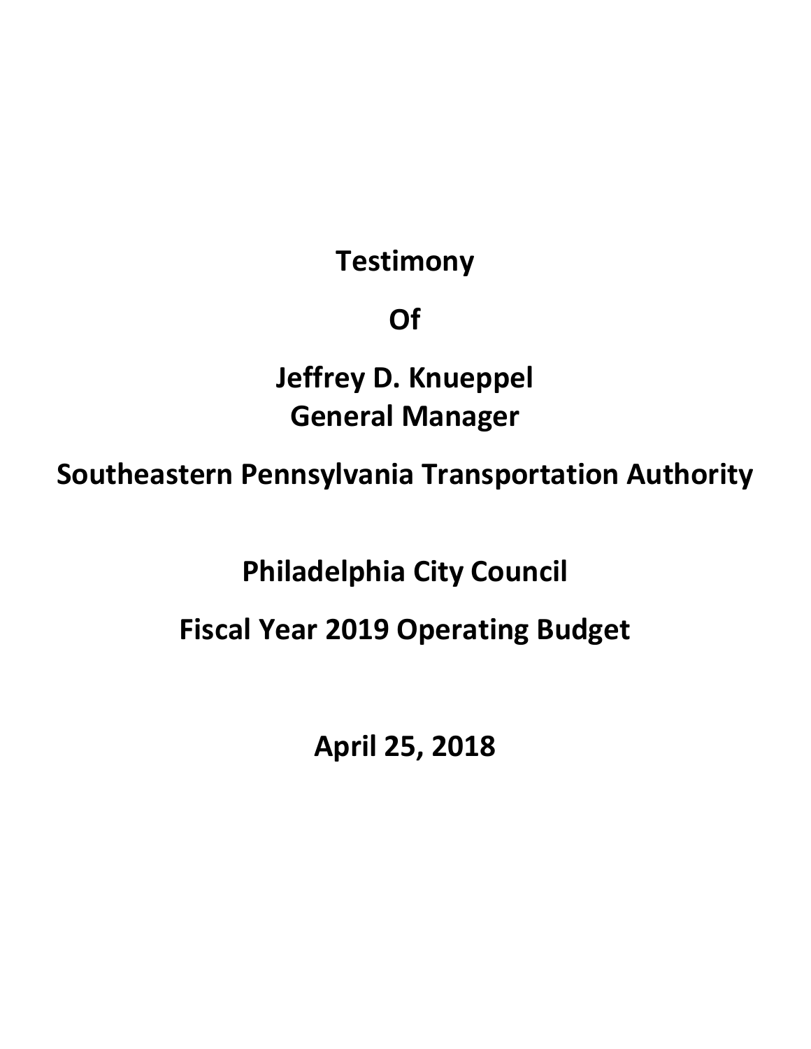# Testimony

# Of

# Jeffrey D. Knueppel
# General Manager

# Southeastern Pennsylvania Transportation Authority

# Philadelphia City Council

# Fiscal Year 2019 Operating Budget

# April 25, 2018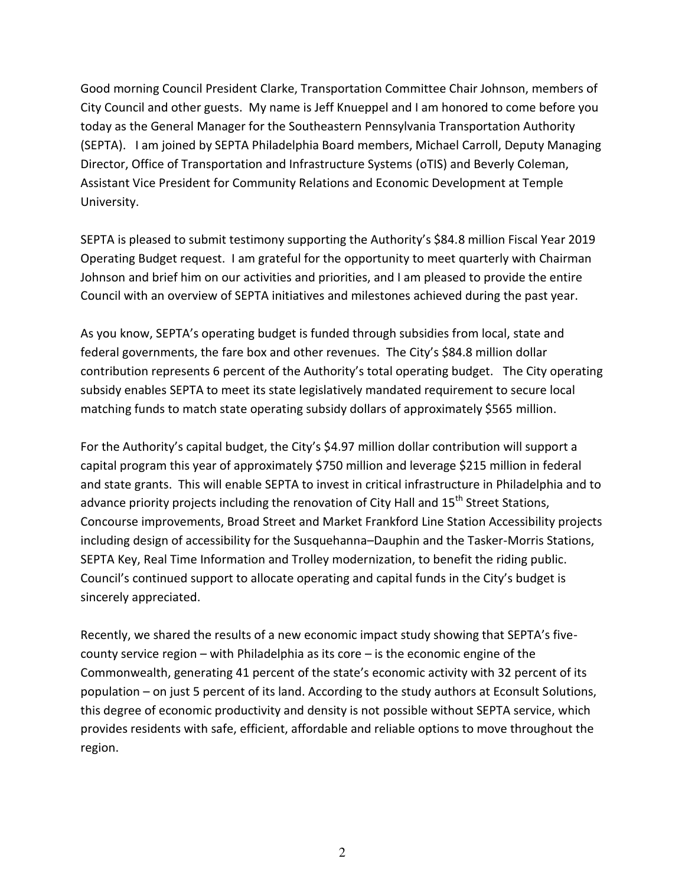Good morning Council President Clarke, Transportation Committee Chair Johnson, members of City Council and other guests. My name is Jeff Knueppel and I am honored to come before you today as the General Manager for the Southeastern Pennsylvania Transportation Authority (SEPTA). I am joined by SEPTA Philadelphia Board members, Michael Carroll, Deputy Managing Director, Office of Transportation and Infrastructure Systems (oTIS) and Beverly Coleman, Assistant Vice President for Community Relations and Economic Development at Temple University.

SEPTA is pleased to submit testimony supporting the Authority's $84.8 million Fiscal Year 2019 Operating Budget request. I am grateful for the opportunity to meet quarterly with Chairman Johnson and brief him on our activities and priorities, and I am pleased to provide the entire Council with an overview of SEPTA initiatives and milestones achieved during the past year.

As you know, SEPTA's operating budget is funded through subsidies from local, state and federal governments, the fare box and other revenues. The City's $84.8 million dollar contribution represents 6 percent of the Authority's total operating budget. The City operating subsidy enables SEPTA to meet its state legislatively mandated requirement to secure local matching funds to match state operating subsidy dollars of approximately $565 million.

For the Authority's capital budget, the City's $4.97 million dollar contribution will support a capital program this year of approximately $750 million and leverage $215 million in federal and state grants. This will enable SEPTA to invest in critical infrastructure in Philadelphia and to advance priority projects including the renovation of City Hall and 15th Street Stations, Concourse improvements, Broad Street and Market Frankford Line Station Accessibility projects including design of accessibility for the Susquehanna–Dauphin and the Tasker-Morris Stations, SEPTA Key, Real Time Information and Trolley modernization, to benefit the riding public. Council's continued support to allocate operating and capital funds in the City's budget is sincerely appreciated.

Recently, we shared the results of a new economic impact study showing that SEPTA's five-county service region – with Philadelphia as its core – is the economic engine of the Commonwealth, generating 41 percent of the state's economic activity with 32 percent of its population – on just 5 percent of its land. According to the study authors at Econsult Solutions, this degree of economic productivity and density is not possible without SEPTA service, which provides residents with safe, efficient, affordable and reliable options to move throughout the region.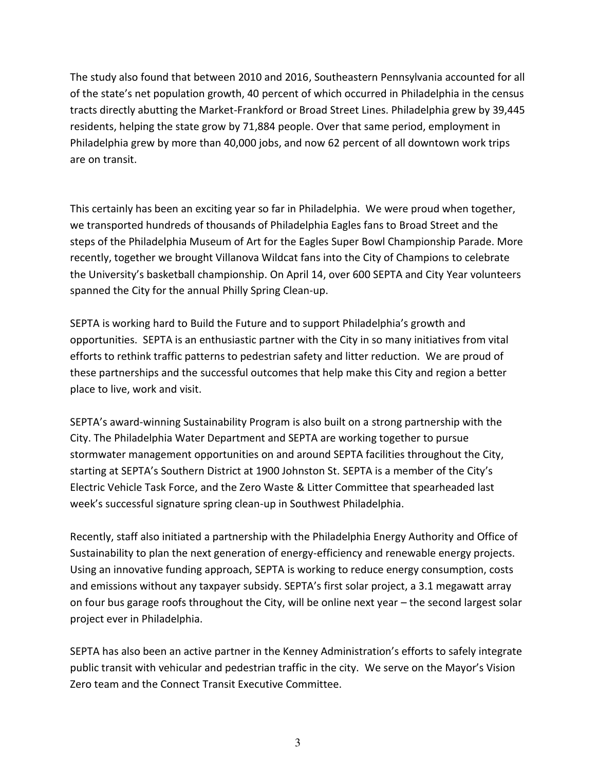The study also found that between 2010 and 2016, Southeastern Pennsylvania accounted for all of the state's net population growth, 40 percent of which occurred in Philadelphia in the census tracts directly abutting the Market-Frankford or Broad Street Lines. Philadelphia grew by 39,445 residents, helping the state grow by 71,884 people. Over that same period, employment in Philadelphia grew by more than 40,000 jobs, and now 62 percent of all downtown work trips are on transit.

This certainly has been an exciting year so far in Philadelphia. We were proud when together, we transported hundreds of thousands of Philadelphia Eagles fans to Broad Street and the steps of the Philadelphia Museum of Art for the Eagles Super Bowl Championship Parade. More recently, together we brought Villanova Wildcat fans into the City of Champions to celebrate the University's basketball championship. On April 14, over 600 SEPTA and City Year volunteers spanned the City for the annual Philly Spring Clean-up.

SEPTA is working hard to Build the Future and to support Philadelphia's growth and opportunities. SEPTA is an enthusiastic partner with the City in so many initiatives from vital efforts to rethink traffic patterns to pedestrian safety and litter reduction. We are proud of these partnerships and the successful outcomes that help make this City and region a better place to live, work and visit.

SEPTA's award-winning Sustainability Program is also built on a strong partnership with the City. The Philadelphia Water Department and SEPTA are working together to pursue stormwater management opportunities on and around SEPTA facilities throughout the City, starting at SEPTA's Southern District at 1900 Johnston St. SEPTA is a member of the City's Electric Vehicle Task Force, and the Zero Waste & Litter Committee that spearheaded last week's successful signature spring clean-up in Southwest Philadelphia.

Recently, staff also initiated a partnership with the Philadelphia Energy Authority and Office of Sustainability to plan the next generation of energy-efficiency and renewable energy projects. Using an innovative funding approach, SEPTA is working to reduce energy consumption, costs and emissions without any taxpayer subsidy. SEPTA's first solar project, a 3.1 megawatt array on four bus garage roofs throughout the City, will be online next year – the second largest solar project ever in Philadelphia.

SEPTA has also been an active partner in the Kenney Administration's efforts to safely integrate public transit with vehicular and pedestrian traffic in the city. We serve on the Mayor's Vision Zero team and the Connect Transit Executive Committee.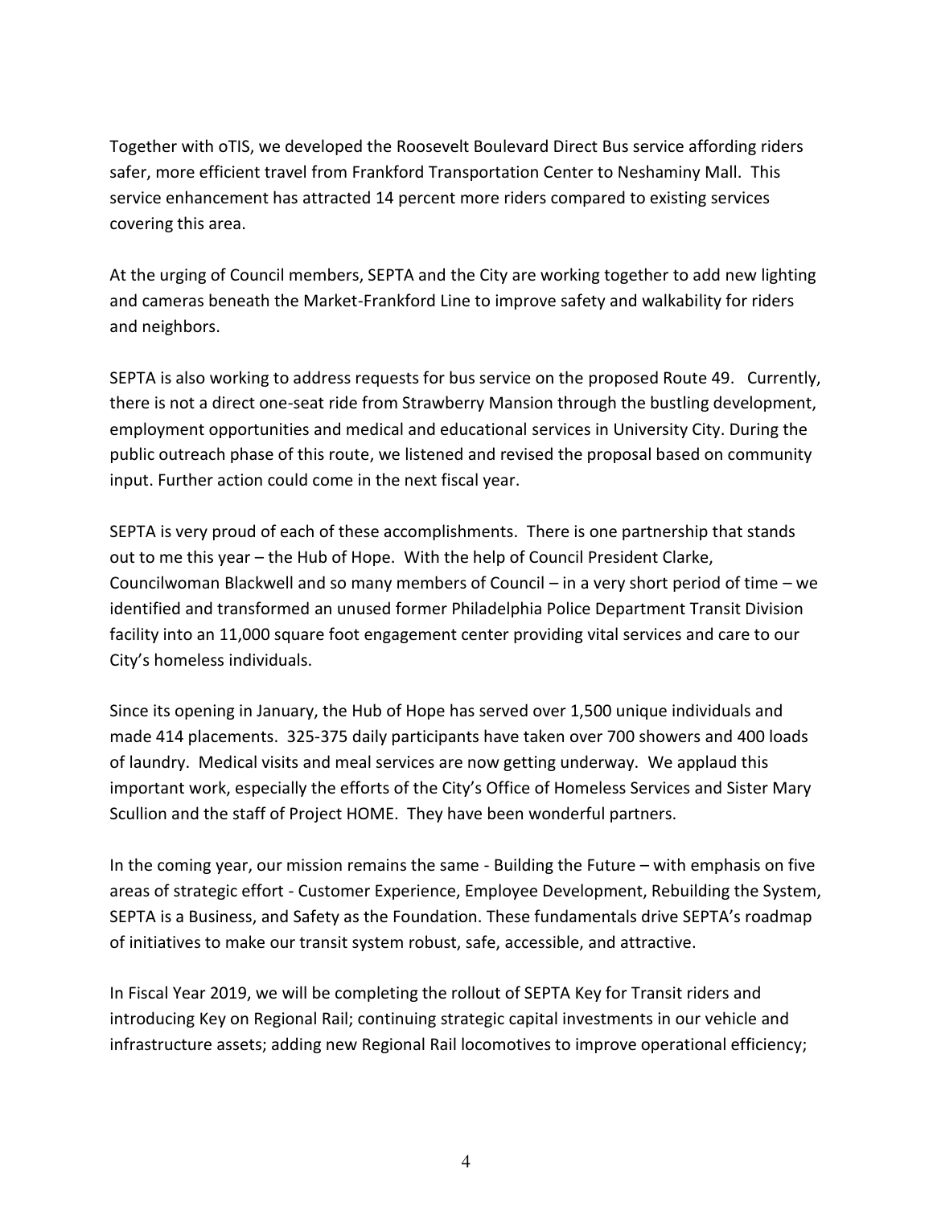Together with oTIS, we developed the Roosevelt Boulevard Direct Bus service affording riders safer, more efficient travel from Frankford Transportation Center to Neshaminy Mall. This service enhancement has attracted 14 percent more riders compared to existing services covering this area.

At the urging of Council members, SEPTA and the City are working together to add new lighting and cameras beneath the Market-Frankford Line to improve safety and walkability for riders and neighbors.

SEPTA is also working to address requests for bus service on the proposed Route 49. Currently, there is not a direct one-seat ride from Strawberry Mansion through the bustling development, employment opportunities and medical and educational services in University City. During the public outreach phase of this route, we listened and revised the proposal based on community input. Further action could come in the next fiscal year.

SEPTA is very proud of each of these accomplishments. There is one partnership that stands out to me this year – the Hub of Hope. With the help of Council President Clarke, Councilwoman Blackwell and so many members of Council – in a very short period of time – we identified and transformed an unused former Philadelphia Police Department Transit Division facility into an 11,000 square foot engagement center providing vital services and care to our City's homeless individuals.

Since its opening in January, the Hub of Hope has served over 1,500 unique individuals and made 414 placements. 325-375 daily participants have taken over 700 showers and 400 loads of laundry. Medical visits and meal services are now getting underway. We applaud this important work, especially the efforts of the City's Office of Homeless Services and Sister Mary Scullion and the staff of Project HOME. They have been wonderful partners.

In the coming year, our mission remains the same - Building the Future – with emphasis on five areas of strategic effort - Customer Experience, Employee Development, Rebuilding the System, SEPTA is a Business, and Safety as the Foundation. These fundamentals drive SEPTA's roadmap of initiatives to make our transit system robust, safe, accessible, and attractive.

In Fiscal Year 2019, we will be completing the rollout of SEPTA Key for Transit riders and introducing Key on Regional Rail; continuing strategic capital investments in our vehicle and infrastructure assets; adding new Regional Rail locomotives to improve operational efficiency;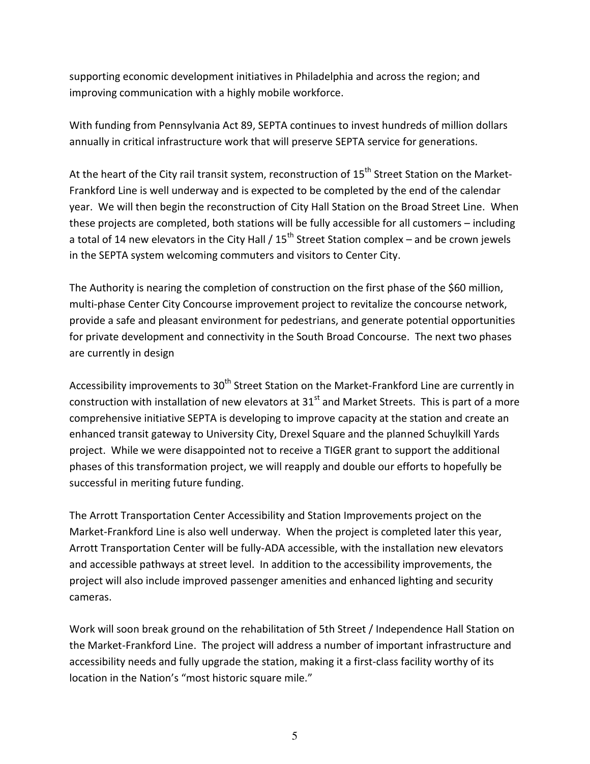supporting economic development initiatives in Philadelphia and across the region; and improving communication with a highly mobile workforce.

With funding from Pennsylvania Act 89, SEPTA continues to invest hundreds of million dollars annually in critical infrastructure work that will preserve SEPTA service for generations.

At the heart of the City rail transit system, reconstruction of 15th Street Station on the Market-Frankford Line is well underway and is expected to be completed by the end of the calendar year. We will then begin the reconstruction of City Hall Station on the Broad Street Line. When these projects are completed, both stations will be fully accessible for all customers – including a total of 14 new elevators in the City Hall / 15th Street Station complex – and be crown jewels in the SEPTA system welcoming commuters and visitors to Center City.

The Authority is nearing the completion of construction on the first phase of the $60 million, multi-phase Center City Concourse improvement project to revitalize the concourse network, provide a safe and pleasant environment for pedestrians, and generate potential opportunities for private development and connectivity in the South Broad Concourse. The next two phases are currently in design

Accessibility improvements to 30th Street Station on the Market-Frankford Line are currently in construction with installation of new elevators at 31st and Market Streets. This is part of a more comprehensive initiative SEPTA is developing to improve capacity at the station and create an enhanced transit gateway to University City, Drexel Square and the planned Schuylkill Yards project. While we were disappointed not to receive a TIGER grant to support the additional phases of this transformation project, we will reapply and double our efforts to hopefully be successful in meriting future funding.

The Arrott Transportation Center Accessibility and Station Improvements project on the Market-Frankford Line is also well underway. When the project is completed later this year, Arrott Transportation Center will be fully-ADA accessible, with the installation new elevators and accessible pathways at street level. In addition to the accessibility improvements, the project will also include improved passenger amenities and enhanced lighting and security cameras.

Work will soon break ground on the rehabilitation of 5th Street / Independence Hall Station on the Market-Frankford Line. The project will address a number of important infrastructure and accessibility needs and fully upgrade the station, making it a first-class facility worthy of its location in the Nation's "most historic square mile."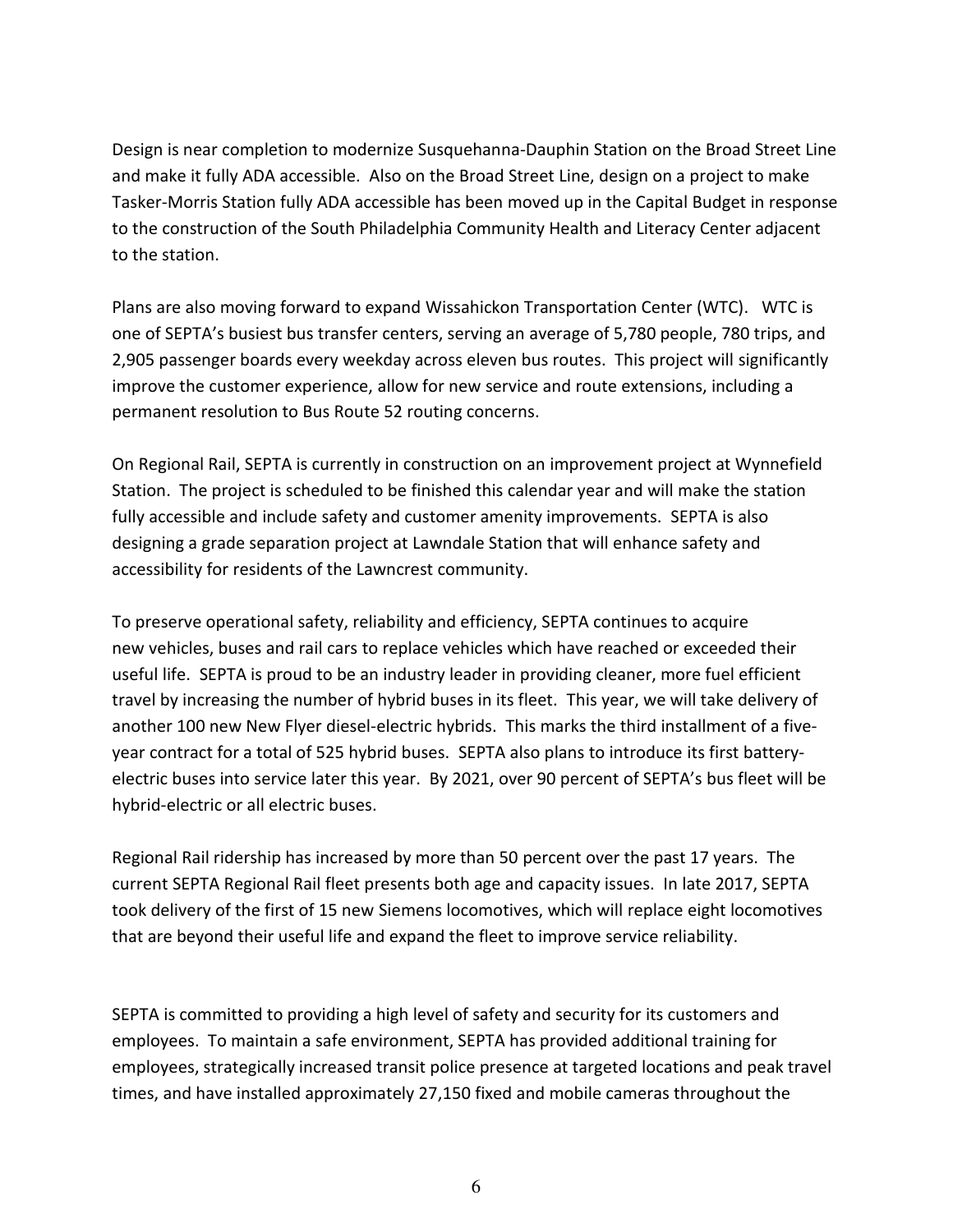Design is near completion to modernize Susquehanna-Dauphin Station on the Broad Street Line and make it fully ADA accessible. Also on the Broad Street Line, design on a project to make Tasker-Morris Station fully ADA accessible has been moved up in the Capital Budget in response to the construction of the South Philadelphia Community Health and Literacy Center adjacent to the station.

Plans are also moving forward to expand Wissahickon Transportation Center (WTC). WTC is one of SEPTA's busiest bus transfer centers, serving an average of 5,780 people, 780 trips, and 2,905 passenger boards every weekday across eleven bus routes. This project will significantly improve the customer experience, allow for new service and route extensions, including a permanent resolution to Bus Route 52 routing concerns.

On Regional Rail, SEPTA is currently in construction on an improvement project at Wynnefield Station. The project is scheduled to be finished this calendar year and will make the station fully accessible and include safety and customer amenity improvements. SEPTA is also designing a grade separation project at Lawndale Station that will enhance safety and accessibility for residents of the Lawncrest community.

To preserve operational safety, reliability and efficiency, SEPTA continues to acquire new vehicles, buses and rail cars to replace vehicles which have reached or exceeded their useful life. SEPTA is proud to be an industry leader in providing cleaner, more fuel efficient travel by increasing the number of hybrid buses in its fleet. This year, we will take delivery of another 100 new New Flyer diesel-electric hybrids. This marks the third installment of a five-year contract for a total of 525 hybrid buses. SEPTA also plans to introduce its first battery-electric buses into service later this year. By 2021, over 90 percent of SEPTA's bus fleet will be hybrid-electric or all electric buses.

Regional Rail ridership has increased by more than 50 percent over the past 17 years. The current SEPTA Regional Rail fleet presents both age and capacity issues. In late 2017, SEPTA took delivery of the first of 15 new Siemens locomotives, which will replace eight locomotives that are beyond their useful life and expand the fleet to improve service reliability.

SEPTA is committed to providing a high level of safety and security for its customers and employees. To maintain a safe environment, SEPTA has provided additional training for employees, strategically increased transit police presence at targeted locations and peak travel times, and have installed approximately 27,150 fixed and mobile cameras throughout the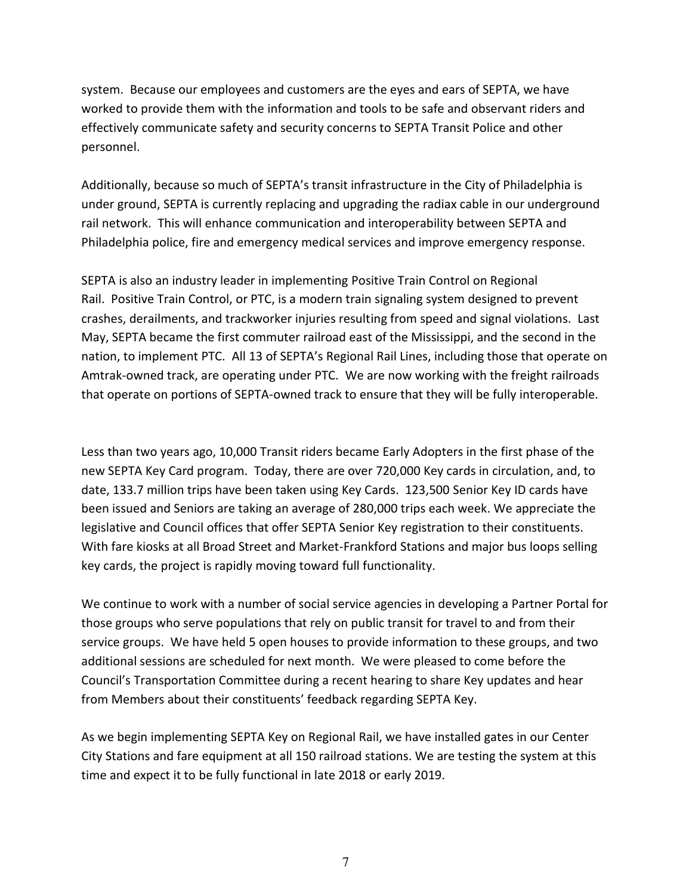system. Because our employees and customers are the eyes and ears of SEPTA, we have worked to provide them with the information and tools to be safe and observant riders and effectively communicate safety and security concerns to SEPTA Transit Police and other personnel.

Additionally, because so much of SEPTA's transit infrastructure in the City of Philadelphia is under ground, SEPTA is currently replacing and upgrading the radiax cable in our underground rail network. This will enhance communication and interoperability between SEPTA and Philadelphia police, fire and emergency medical services and improve emergency response.

SEPTA is also an industry leader in implementing Positive Train Control on Regional Rail. Positive Train Control, or PTC, is a modern train signaling system designed to prevent crashes, derailments, and trackworker injuries resulting from speed and signal violations. Last May, SEPTA became the first commuter railroad east of the Mississippi, and the second in the nation, to implement PTC. All 13 of SEPTA's Regional Rail Lines, including those that operate on Amtrak-owned track, are operating under PTC. We are now working with the freight railroads that operate on portions of SEPTA-owned track to ensure that they will be fully interoperable.

Less than two years ago, 10,000 Transit riders became Early Adopters in the first phase of the new SEPTA Key Card program. Today, there are over 720,000 Key cards in circulation, and, to date, 133.7 million trips have been taken using Key Cards. 123,500 Senior Key ID cards have been issued and Seniors are taking an average of 280,000 trips each week. We appreciate the legislative and Council offices that offer SEPTA Senior Key registration to their constituents. With fare kiosks at all Broad Street and Market-Frankford Stations and major bus loops selling key cards, the project is rapidly moving toward full functionality.

We continue to work with a number of social service agencies in developing a Partner Portal for those groups who serve populations that rely on public transit for travel to and from their service groups. We have held 5 open houses to provide information to these groups, and two additional sessions are scheduled for next month. We were pleased to come before the Council's Transportation Committee during a recent hearing to share Key updates and hear from Members about their constituents' feedback regarding SEPTA Key.

As we begin implementing SEPTA Key on Regional Rail, we have installed gates in our Center City Stations and fare equipment at all 150 railroad stations. We are testing the system at this time and expect it to be fully functional in late 2018 or early 2019.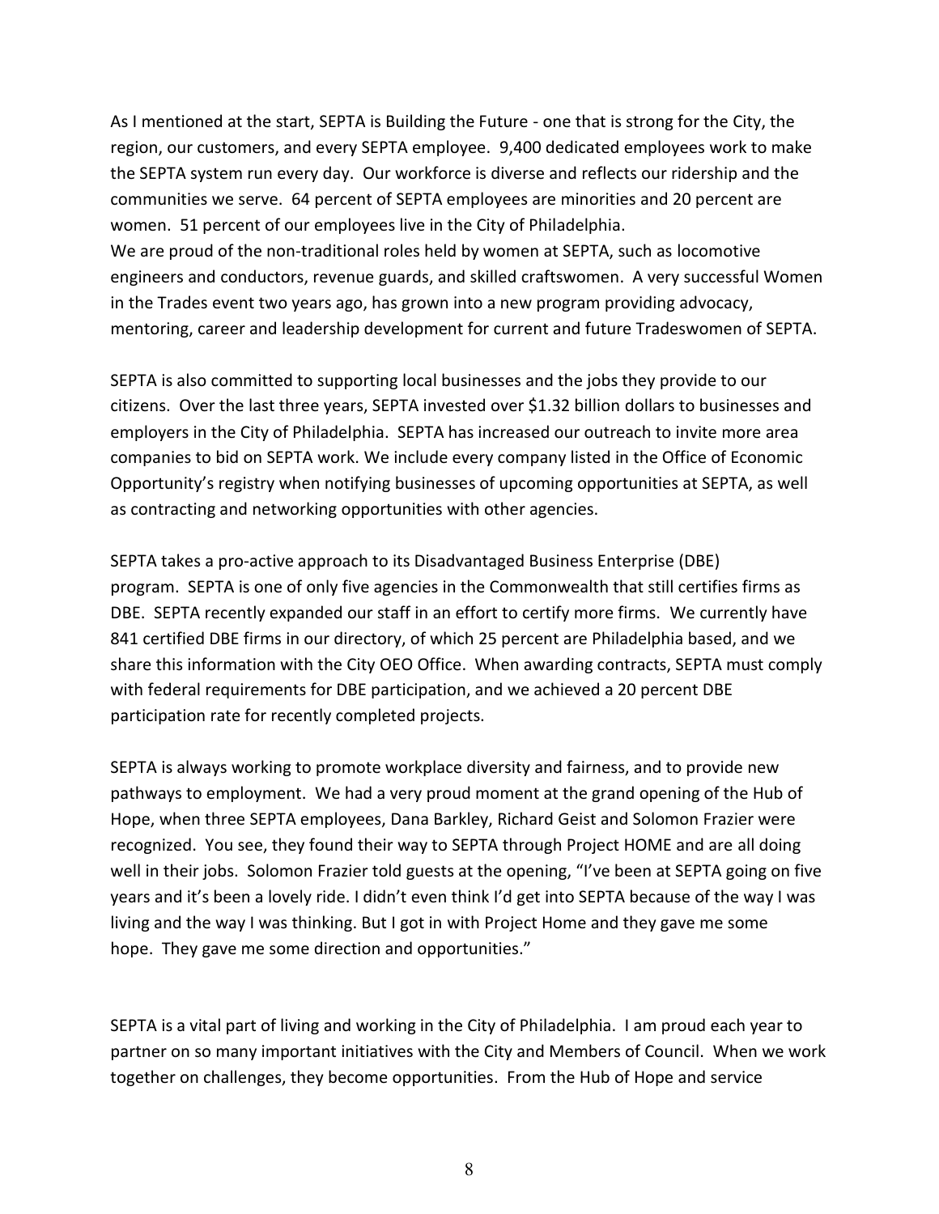As I mentioned at the start, SEPTA is Building the Future - one that is strong for the City, the region, our customers, and every SEPTA employee. 9,400 dedicated employees work to make the SEPTA system run every day. Our workforce is diverse and reflects our ridership and the communities we serve. 64 percent of SEPTA employees are minorities and 20 percent are women. 51 percent of our employees live in the City of Philadelphia.
We are proud of the non-traditional roles held by women at SEPTA, such as locomotive engineers and conductors, revenue guards, and skilled craftswomen. A very successful Women in the Trades event two years ago, has grown into a new program providing advocacy, mentoring, career and leadership development for current and future Tradeswomen of SEPTA.

SEPTA is also committed to supporting local businesses and the jobs they provide to our citizens. Over the last three years, SEPTA invested over $1.32 billion dollars to businesses and employers in the City of Philadelphia. SEPTA has increased our outreach to invite more area companies to bid on SEPTA work. We include every company listed in the Office of Economic Opportunity's registry when notifying businesses of upcoming opportunities at SEPTA, as well as contracting and networking opportunities with other agencies.

SEPTA takes a pro-active approach to its Disadvantaged Business Enterprise (DBE) program. SEPTA is one of only five agencies in the Commonwealth that still certifies firms as DBE. SEPTA recently expanded our staff in an effort to certify more firms. We currently have 841 certified DBE firms in our directory, of which 25 percent are Philadelphia based, and we share this information with the City OEO Office. When awarding contracts, SEPTA must comply with federal requirements for DBE participation, and we achieved a 20 percent DBE participation rate for recently completed projects.

SEPTA is always working to promote workplace diversity and fairness, and to provide new pathways to employment. We had a very proud moment at the grand opening of the Hub of Hope, when three SEPTA employees, Dana Barkley, Richard Geist and Solomon Frazier were recognized. You see, they found their way to SEPTA through Project HOME and are all doing well in their jobs. Solomon Frazier told guests at the opening, "I've been at SEPTA going on five years and it's been a lovely ride. I didn't even think I'd get into SEPTA because of the way I was living and the way I was thinking. But I got in with Project Home and they gave me some hope. They gave me some direction and opportunities."

SEPTA is a vital part of living and working in the City of Philadelphia. I am proud each year to partner on so many important initiatives with the City and Members of Council. When we work together on challenges, they become opportunities. From the Hub of Hope and service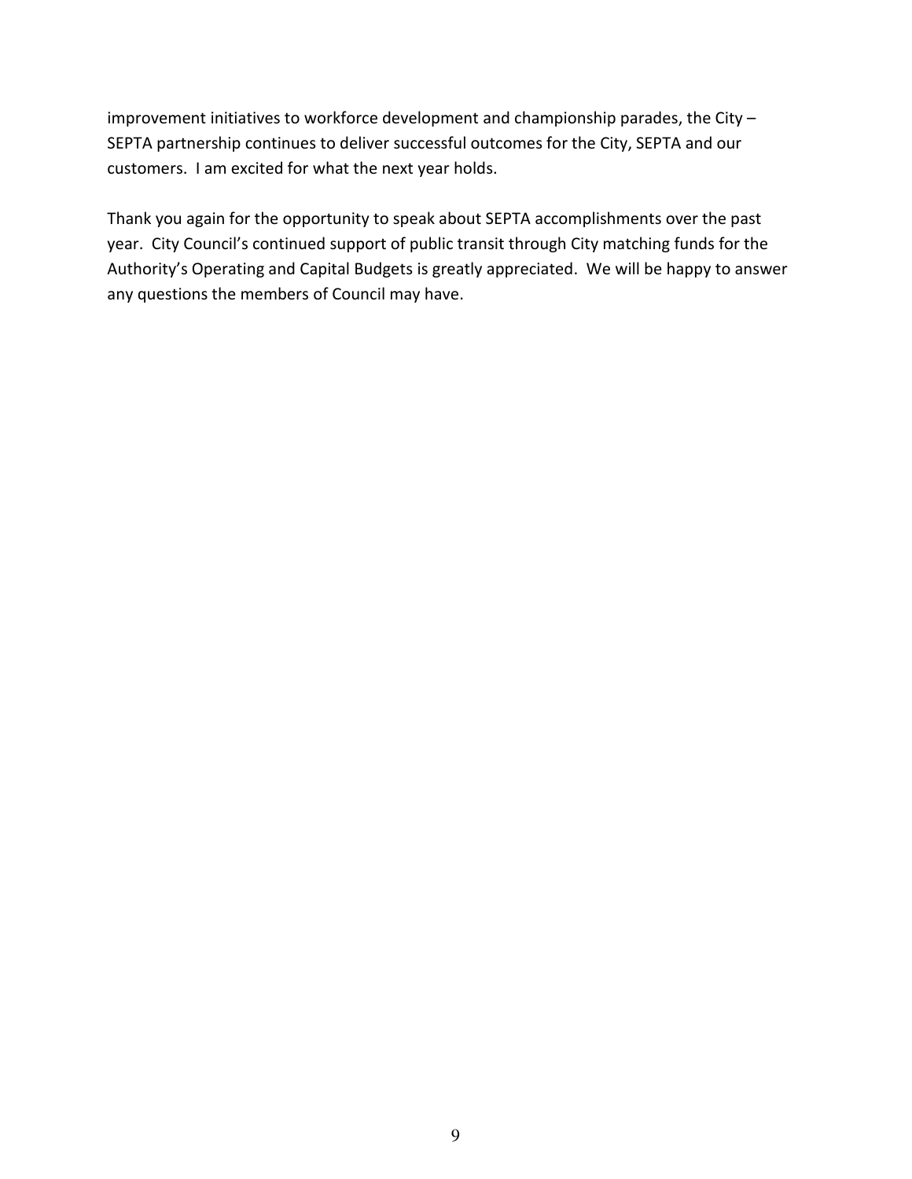improvement initiatives to workforce development and championship parades, the City – SEPTA partnership continues to deliver successful outcomes for the City, SEPTA and our customers. I am excited for what the next year holds.

Thank you again for the opportunity to speak about SEPTA accomplishments over the past year. City Council's continued support of public transit through City matching funds for the Authority's Operating and Capital Budgets is greatly appreciated. We will be happy to answer any questions the members of Council may have.